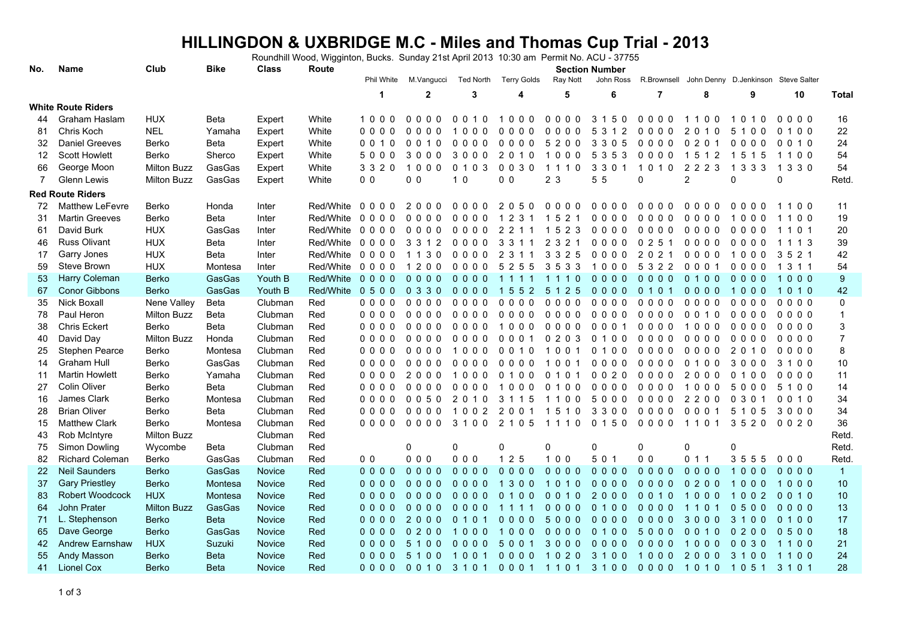# HILLINGDON & UXBRIDGE M.C - Miles and Thomas Cup Trial - 2013

Roundhill Wood, Wigginton, Bucks. Sunday 21st April 2013 10:30 am Permit No. ACU - 37755

| No. | Name | Club | Bike | Class | Route | Section Number | | | | | | | | | | |
|---|---|---|---|---|---|---|---|---|---|---|---|---|---|---|---|---|
| | | | | | | Phil White | M.Vangucci | Ted North | Terry Golds | Ray Nott | John Ross | R.Brownsell | John Denny | D.Jenkinson | Steve Salter | |
| | | | | | | 1 | 2 | 3 | 4 | 5 | 6 | 7 | 8 | 9 | 10 | Total |
| **White Route Riders** | | | | | | | | | | | | | | | | |
| 44 | Graham Haslam | HUX | Beta | Expert | White | 1 0 0 0 | 0 0 0 0 | 0 0 1 0 | 1 0 0 0 | 0 0 0 0 | 3 1 5 0 | 0 0 0 0 | 1 1 0 0 | 1 0 1 0 | 0 0 0 0 | 16 |
| 81 | Chris Koch | NEL | Yamaha | Expert | White | 0 0 0 0 | 0 0 0 0 | 1 0 0 0 | 0 0 0 0 | 0 0 0 0 | 5 3 1 2 | 0 0 0 0 | 2 0 1 0 | 5 1 0 0 | 0 1 0 0 | 22 |
| 32 | Daniel Greeves | Berko | Beta | Expert | White | 0 0 1 0 | 0 0 1 0 | 0 0 0 0 | 0 0 0 0 | 5 2 0 0 | 3 3 0 5 | 0 0 0 0 | 0 2 0 1 | 0 0 0 0 | 0 0 1 0 | 24 |
| 12 | Scott Howlett | Berko | Sherco | Expert | White | 5 0 0 0 | 3 0 0 0 | 3 0 0 0 | 2 0 1 0 | 1 0 0 0 | 5 3 5 3 | 0 0 0 0 | 1 5 1 2 | 1 5 1 5 | 1 1 0 0 | 54 |
| 66 | George Moon | Milton Buzz | GasGas | Expert | White | 3 3 2 0 | 1 0 0 0 | 0 1 0 3 | 0 0 3 0 | 1 1 1 0 | 3 3 0 1 | 1 0 1 0 | 2 2 2 3 | 1 3 3 3 | 1 3 3 0 | 54 |
| 7 | Glenn Lewis | Milton Buzz | GasGas | Expert | White | 0 0 | 0 0 | 1 0 | 0 0 | 2 3 | 5 5 | 0 | 2 | 0 | 0 | Retd. |
| **Red Route Riders** | | | | | | | | | | | | | | | | |
| 72 | Matthew LeFevre | Berko | Honda | Inter | Red/White | 0 0 0 0 | 2 0 0 0 | 0 0 0 0 | 2 0 5 0 | 0 0 0 0 | 0 0 0 0 | 0 0 0 0 | 0 0 0 0 | 0 0 0 0 | 1 1 0 0 | 11 |
| 31 | Martin Greeves | Berko | Beta | Inter | Red/White | 0 0 0 0 | 0 0 0 0 | 0 0 0 0 | 1 2 3 1 | 1 5 2 1 | 0 0 0 0 | 0 0 0 0 | 0 0 0 0 | 1 0 0 0 | 1 1 0 0 | 19 |
| 61 | David Burk | HUX | GasGas | Inter | Red/White | 0 0 0 0 | 0 0 0 0 | 0 0 0 0 | 2 2 1 1 | 1 5 2 3 | 0 0 0 0 | 0 0 0 0 | 0 0 0 0 | 0 0 0 0 | 1 1 0 1 | 20 |
| 46 | Russ Olivant | HUX | Beta | Inter | Red/White | 0 0 0 0 | 3 3 1 2 | 0 0 0 0 | 3 3 1 1 | 2 3 2 1 | 0 0 0 0 | 0 2 5 1 | 0 0 0 0 | 0 0 0 0 | 1 1 1 3 | 39 |
| 17 | Garry Jones | HUX | Beta | Inter | Red/White | 0 0 0 0 | 1 1 3 0 | 0 0 0 0 | 2 3 1 1 | 3 3 2 5 | 0 0 0 0 | 2 0 2 1 | 0 0 0 0 | 1 0 0 0 | 3 5 2 1 | 42 |
| 59 | Steve Brown | HUX | Montesa | Inter | Red/White | 0 0 0 0 | 1 2 0 0 | 0 0 0 0 | 5 2 5 5 | 3 5 3 3 | 1 0 0 0 | 5 3 2 2 | 0 0 0 1 | 0 0 0 0 | 1 3 1 1 | 54 |
| 53 | Harry Coleman | Berko | GasGas | Youth B | Red/White | 0 0 0 0 | 0 0 0 0 | 0 0 0 0 | 1 1 1 1 | 1 1 1 0 | 0 0 0 0 | 0 0 0 0 | 0 1 0 0 | 0 0 0 0 | 1 0 0 0 | 9 |
| 67 | Conor Gibbons | Berko | GasGas | Youth B | Red/White | 0 5 0 0 | 0 3 3 0 | 0 0 0 0 | 1 5 5 2 | 5 1 2 5 | 0 0 0 0 | 0 1 0 1 | 0 0 0 0 | 1 0 0 0 | 1 0 1 0 | 42 |
| 35 | Nick Boxall | Nene Valley | Beta | Clubman | Red | 0 0 0 0 | 0 0 0 0 | 0 0 0 0 | 0 0 0 0 | 0 0 0 0 | 0 0 0 0 | 0 0 0 0 | 0 0 0 0 | 0 0 0 0 | 0 0 0 0 | 0 |
| 78 | Paul Heron | Milton Buzz | Beta | Clubman | Red | 0 0 0 0 | 0 0 0 0 | 0 0 0 0 | 0 0 0 0 | 0 0 0 0 | 0 0 0 0 | 0 0 0 0 | 0 0 1 0 | 0 0 0 0 | 0 0 0 0 | 1 |
| 38 | Chris Eckert | Berko | Beta | Clubman | Red | 0 0 0 0 | 0 0 0 0 | 0 0 0 0 | 1 0 0 0 | 0 0 0 0 | 0 0 0 1 | 0 0 0 0 | 1 0 0 0 | 0 0 0 0 | 0 0 0 0 | 3 |
| 40 | David Day | Milton Buzz | Honda | Clubman | Red | 0 0 0 0 | 0 0 0 0 | 0 0 0 0 | 0 0 0 1 | 0 2 0 3 | 0 1 0 0 | 0 0 0 0 | 0 0 0 0 | 0 0 0 0 | 0 0 0 0 | 7 |
| 25 | Stephen Pearce | Berko | Montesa | Clubman | Red | 0 0 0 0 | 0 0 0 0 | 1 0 0 0 | 0 0 1 0 | 1 0 0 1 | 0 1 0 0 | 0 0 0 0 | 0 0 0 0 | 2 0 1 0 | 0 0 0 0 | 8 |
| 14 | Graham Hull | Berko | GasGas | Clubman | Red | 0 0 0 0 | 0 0 0 0 | 0 0 0 0 | 0 0 0 0 | 1 0 0 1 | 0 0 0 0 | 0 0 0 0 | 0 1 0 0 | 3 0 0 0 | 3 1 0 0 | 10 |
| 11 | Martin Howlett | Berko | Yamaha | Clubman | Red | 0 0 0 0 | 2 0 0 0 | 1 0 0 0 | 0 1 0 0 | 0 1 0 1 | 0 0 2 0 | 0 0 0 0 | 2 0 0 0 | 0 1 0 0 | 0 0 0 0 | 11 |
| 27 | Colin Oliver | Berko | Beta | Clubman | Red | 0 0 0 0 | 0 0 0 0 | 0 0 0 0 | 1 0 0 0 | 0 1 0 0 | 0 0 0 0 | 0 0 0 0 | 1 0 0 0 | 5 0 0 0 | 5 1 0 0 | 14 |
| 16 | James Clark | Berko | Montesa | Clubman | Red | 0 0 0 0 | 0 0 5 0 | 2 0 1 0 | 3 1 1 5 | 1 1 0 0 | 5 0 0 0 | 0 0 0 0 | 2 2 0 0 | 0 3 0 1 | 0 0 1 0 | 34 |
| 28 | Brian Oliver | Berko | Beta | Clubman | Red | 0 0 0 0 | 0 0 0 0 | 1 0 0 2 | 2 0 0 1 | 1 5 1 0 | 3 3 0 0 | 0 0 0 0 | 0 0 0 1 | 5 1 0 5 | 3 0 0 0 | 34 |
| 15 | Matthew Clark | Berko | Montesa | Clubman | Red | 0 0 0 0 | 0 0 0 0 | 3 1 0 0 | 2 1 0 5 | 1 1 1 0 | 0 1 5 0 | 0 0 0 0 | 1 1 0 1 | 3 5 2 0 | 0 0 2 0 | 36 |
| 43 | Rob McIntyre | Milton Buzz | | Clubman | Red | | | | | | | | | | | Retd. |
| 75 | Simon Dowling | Wycombe | Beta | Clubman | Red | | 0 | 0 | 0 | 0 | 0 | 0 | 0 | 0 | | Retd. |
| 82 | Richard Coleman | Berko | GasGas | Clubman | Red | 0 0 | 0 0 0 | 0 0 0 | 1 2 5 | 1 0 0 | 5 0 1 | 0 0 | 0 1 1 | 3 5 5 5 | 0 0 0 | Retd. |
| 22 | Neil Saunders | Berko | GasGas | Novice | Red | 0 0 0 0 | 0 0 0 0 | 0 0 0 0 | 0 0 0 0 | 0 0 0 0 | 0 0 0 0 | 0 0 0 0 | 0 0 0 0 | 1 0 0 0 | 0 0 0 0 | 1 |
| 37 | Gary Priestley | Berko | Montesa | Novice | Red | 0 0 0 0 | 0 0 0 0 | 0 0 0 0 | 1 3 0 0 | 1 0 1 0 | 0 0 0 0 | 0 0 0 0 | 0 2 0 0 | 1 0 0 0 | 1 0 0 0 | 10 |
| 83 | Robert Woodcock | HUX | Montesa | Novice | Red | 0 0 0 0 | 0 0 0 0 | 0 0 0 0 | 0 1 0 0 | 0 0 1 0 | 2 0 0 0 | 0 0 1 0 | 1 0 0 0 | 1 0 0 2 | 0 0 1 0 | 10 |
| 64 | John Prater | Milton Buzz | GasGas | Novice | Red | 0 0 0 0 | 0 0 0 0 | 0 0 0 0 | 1 1 1 1 | 0 0 0 0 | 0 1 0 0 | 0 0 0 0 | 1 1 0 1 | 0 5 0 0 | 0 0 0 0 | 13 |
| 71 | L. Stephenson | Berko | Beta | Novice | Red | 0 0 0 0 | 2 0 0 0 | 0 1 0 1 | 0 0 0 0 | 5 0 0 0 | 0 0 0 0 | 0 0 0 0 | 3 0 0 0 | 3 1 0 0 | 0 1 0 0 | 17 |
| 65 | Dave George | Berko | GasGas | Novice | Red | 0 0 0 0 | 0 2 0 0 | 1 0 0 0 | 1 0 0 0 | 0 0 0 0 | 0 1 0 0 | 5 0 0 0 | 0 0 1 0 | 0 2 0 0 | 0 5 0 0 | 18 |
| 42 | Andrew Earnshaw | HUX | Suzuki | Novice | Red | 0 0 0 0 | 5 1 0 0 | 0 0 0 0 | 5 0 0 1 | 3 0 0 0 | 0 0 0 0 | 0 0 0 0 | 1 0 0 0 | 0 0 3 0 | 1 1 0 0 | 21 |
| 55 | Andy Masson | Berko | Beta | Novice | Red | 0 0 0 0 | 5 1 0 0 | 1 0 0 1 | 0 0 0 0 | 1 0 2 0 | 3 1 0 0 | 1 0 0 0 | 2 0 0 0 | 3 1 0 0 | 1 1 0 0 | 24 |
| 41 | Lionel Cox | Berko | Beta | Novice | Red | 0 0 0 0 | 0 0 1 0 | 3 1 0 1 | 0 0 0 1 | 1 1 0 1 | 3 1 0 0 | 0 0 0 0 | 1 0 1 0 | 1 0 5 1 | 3 1 0 1 | 28 |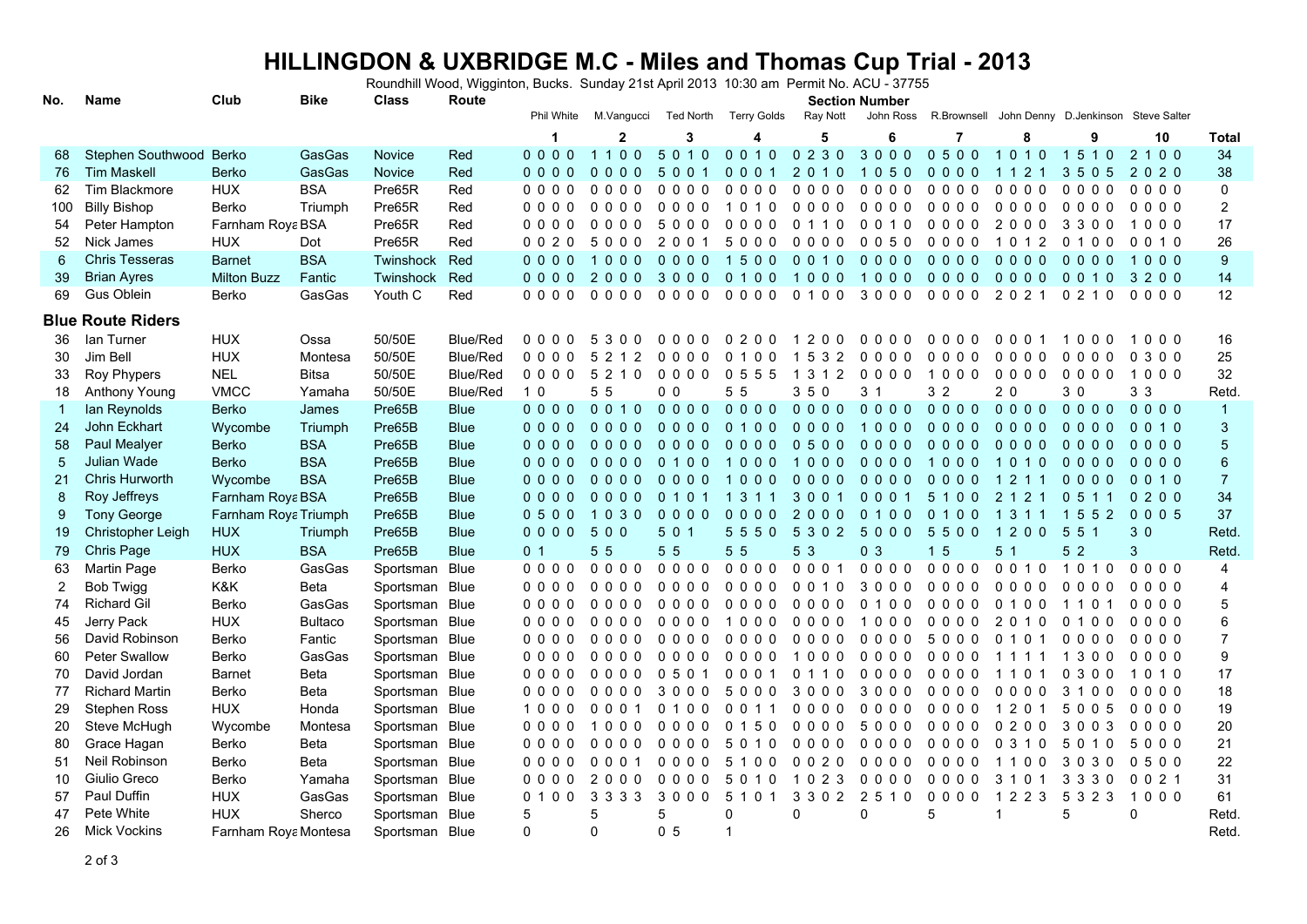# HILLINGDON & UXBRIDGE M.C - Miles and Thomas Cup Trial - 2013

Roundhill Wood, Wigginton, Bucks. Sunday 21st April 2013 10:30 am Permit No. ACU - 37755

| No. | Name | Club | Bike | Class | Route | Section Number | | | | | | | | | | |
|---|---|---|---|---|---|---|---|---|---|---|---|---|---|---|---|---|
| | | | | | | Phil White | M.Vangucci | Ted North | Terry Golds | Ray Nott | John Ross | R.Brownsell | John Denny | D.Jenkinson | Steve Salter | |
| | | | | | | 1 | 2 | 3 | 4 | 5 | 6 | 7 | 8 | 9 | 10 | Total |
| 68 | Stephen Southwood | Berko | GasGas | Novice | Red | 0 0 0 0 | 1 1 0 0 | 5 0 1 0 | 0 0 1 0 | 0 2 3 0 | 3 0 0 0 | 0 5 0 0 | 1 0 1 0 | 1 5 1 0 | 2 1 0 0 | 34 |
| 76 | Tim Maskell | Berko | GasGas | Novice | Red | 0 0 0 0 | 0 0 0 0 | 5 0 0 1 | 0 0 0 1 | 2 0 1 0 | 1 0 5 0 | 0 0 0 0 | 1 1 2 1 | 3 5 0 5 | 2 0 2 0 | 38 |
| 62 | Tim Blackmore | HUX | BSA | Pre65R | Red | 0 0 0 0 | 0 0 0 0 | 0 0 0 0 | 0 0 0 0 | 0 0 0 0 | 0 0 0 0 | 0 0 0 0 | 0 0 0 0 | 0 0 0 0 | 0 0 0 0 | 0 |
| 100 | Billy Bishop | Berko | Triumph | Pre65R | Red | 0 0 0 0 | 0 0 0 0 | 0 0 0 0 | 1 0 1 0 | 0 0 0 0 | 0 0 0 0 | 0 0 0 0 | 0 0 0 0 | 0 0 0 0 | 0 0 0 0 | 2 |
| 54 | Peter Hampton | Farnham Roya | BSA | Pre65R | Red | 0 0 0 0 | 0 0 0 0 | 5 0 0 0 | 0 0 0 0 | 0 1 1 0 | 0 0 1 0 | 0 0 0 0 | 2 0 0 0 | 3 3 0 0 | 1 0 0 0 | 17 |
| 52 | Nick James | HUX | Dot | Pre65R | Red | 0 0 2 0 | 5 0 0 0 | 2 0 0 1 | 5 0 0 0 | 0 0 0 0 | 0 0 5 0 | 0 0 0 0 | 1 0 1 2 | 0 1 0 0 | 0 0 1 0 | 26 |
| 6 | Chris Tesseras | Barnet | BSA | Twinshock | Red | 0 0 0 0 | 1 0 0 0 | 0 0 0 0 | 1 5 0 0 | 0 0 1 0 | 0 0 0 0 | 0 0 0 0 | 0 0 0 0 | 0 0 0 0 | 1 0 0 0 | 9 |
| 39 | Brian Ayres | Milton Buzz | Fantic | Twinshock | Red | 0 0 0 0 | 2 0 0 0 | 3 0 0 0 | 0 1 0 0 | 1 0 0 0 | 1 0 0 0 | 0 0 0 0 | 0 0 0 0 | 0 0 1 0 | 3 2 0 0 | 14 |
| 69 | Gus Oblein | Berko | GasGas | Youth C | Red | 0 0 0 0 | 0 0 0 0 | 0 0 0 0 | 0 0 0 0 | 0 1 0 0 | 3 0 0 0 | 0 0 0 0 | 2 0 2 1 | 0 2 1 0 | 0 0 0 0 | 12 |
| **Blue Route Riders** | | | | | | | | | | | | | | | | |
| 36 | Ian Turner | HUX | Ossa | 50/50E | Blue/Red | 0 0 0 0 | 5 3 0 0 | 0 0 0 0 | 0 2 0 0 | 1 2 0 0 | 0 0 0 0 | 0 0 0 0 | 0 0 0 1 | 1 0 0 0 | 1 0 0 0 | 16 |
| 30 | Jim Bell | HUX | Montesa | 50/50E | Blue/Red | 0 0 0 0 | 5 2 1 2 | 0 0 0 0 | 0 1 0 0 | 1 5 3 2 | 0 0 0 0 | 0 0 0 0 | 0 0 0 0 | 0 0 0 0 | 0 3 0 0 | 25 |
| 33 | Roy Phypers | NEL | Bitsa | 50/50E | Blue/Red | 0 0 0 0 | 5 2 1 0 | 0 0 0 0 | 0 5 5 5 | 1 3 1 2 | 0 0 0 0 | 1 0 0 0 | 0 0 0 0 | 0 0 0 0 | 1 0 0 0 | 32 |
| 18 | Anthony Young | VMCC | Yamaha | 50/50E | Blue/Red | 1 0 | 5 5 | 0 0 | 5 5 | 3 5 0 | 3 1 | 3 2 | 2 0 | 3 0 | 3 3 | Retd. |
| 1 | Ian Reynolds | Berko | James | Pre65B | Blue | 0 0 0 0 | 0 0 1 0 | 0 0 0 0 | 0 0 0 0 | 0 0 0 0 | 0 0 0 0 | 0 0 0 0 | 0 0 0 0 | 0 0 0 0 | 0 0 0 0 | 1 |
| 24 | John Eckhart | Wycombe | Triumph | Pre65B | Blue | 0 0 0 0 | 0 0 0 0 | 0 0 0 0 | 0 1 0 0 | 0 0 0 0 | 1 0 0 0 | 0 0 0 0 | 0 0 0 0 | 0 0 0 0 | 0 0 1 0 | 3 |
| 58 | Paul Mealyer | Berko | BSA | Pre65B | Blue | 0 0 0 0 | 0 0 0 0 | 0 0 0 0 | 0 0 0 0 | 0 5 0 0 | 0 0 0 0 | 0 0 0 0 | 0 0 0 0 | 0 0 0 0 | 0 0 0 0 | 5 |
| 5 | Julian Wade | Berko | BSA | Pre65B | Blue | 0 0 0 0 | 0 0 0 0 | 0 1 0 0 | 1 0 0 0 | 1 0 0 0 | 0 0 0 0 | 1 0 0 0 | 1 0 1 0 | 0 0 0 0 | 0 0 0 0 | 6 |
| 21 | Chris Hurworth | Wycombe | BSA | Pre65B | Blue | 0 0 0 0 | 0 0 0 0 | 0 0 0 0 | 1 0 0 0 | 0 0 0 0 | 0 0 0 0 | 0 0 0 0 | 1 2 1 1 | 0 0 0 0 | 0 0 1 0 | 7 |
| 8 | Roy Jeffreys | Farnham Roya | BSA | Pre65B | Blue | 0 0 0 0 | 0 0 0 0 | 0 1 0 1 | 1 3 1 1 | 3 0 0 1 | 0 0 0 1 | 5 1 0 0 | 2 1 2 1 | 0 5 1 1 | 0 2 0 0 | 34 |
| 9 | Tony George | Farnham Roya | Triumph | Pre65B | Blue | 0 5 0 0 | 1 0 3 0 | 0 0 0 0 | 0 0 0 0 | 2 0 0 0 | 0 1 0 0 | 0 1 0 0 | 1 3 1 1 | 1 5 5 2 | 0 0 0 5 | 37 |
| 19 | Christopher Leigh | HUX | Triumph | Pre65B | Blue | 0 0 0 0 | 5 0 0 | 5 0 1 | 5 5 5 0 | 5 3 0 2 | 5 0 0 0 | 5 5 0 0 | 1 2 0 0 | 5 5 1 | 3 0 | Retd. |
| 79 | Chris Page | HUX | BSA | Pre65B | Blue | 0 1 | 5 5 | 5 5 | 5 5 | 5 3 | 0 3 | 1 5 | 5 1 | 5 2 | 3 | Retd. |
| 63 | Martin Page | Berko | GasGas | Sportsman | Blue | 0 0 0 0 | 0 0 0 0 | 0 0 0 0 | 0 0 0 0 | 0 0 0 1 | 0 0 0 0 | 0 0 0 0 | 0 0 1 0 | 1 0 1 0 | 0 0 0 0 | 4 |
| 2 | Bob Twigg | K&K | Beta | Sportsman | Blue | 0 0 0 0 | 0 0 0 0 | 0 0 0 0 | 0 0 0 0 | 0 0 1 0 | 3 0 0 0 | 0 0 0 0 | 0 0 0 0 | 0 0 0 0 | 0 0 0 0 | 4 |
| 74 | Richard Gil | Berko | GasGas | Sportsman | Blue | 0 0 0 0 | 0 0 0 0 | 0 0 0 0 | 0 0 0 0 | 0 0 0 0 | 0 1 0 0 | 0 0 0 0 | 0 1 0 0 | 1 1 0 1 | 0 0 0 0 | 5 |
| 45 | Jerry Pack | HUX | Bultaco | Sportsman | Blue | 0 0 0 0 | 0 0 0 0 | 0 0 0 0 | 1 0 0 0 | 0 0 0 0 | 1 0 0 0 | 0 0 0 0 | 2 0 1 0 | 0 1 0 0 | 0 0 0 0 | 6 |
| 56 | David Robinson | Berko | Fantic | Sportsman | Blue | 0 0 0 0 | 0 0 0 0 | 0 0 0 0 | 0 0 0 0 | 0 0 0 0 | 0 0 0 0 | 5 0 0 0 | 0 1 0 1 | 0 0 0 0 | 0 0 0 0 | 7 |
| 60 | Peter Swallow | Berko | GasGas | Sportsman | Blue | 0 0 0 0 | 0 0 0 0 | 0 0 0 0 | 0 0 0 0 | 1 0 0 0 | 0 0 0 0 | 0 0 0 0 | 1 1 1 1 | 1 3 0 0 | 0 0 0 0 | 9 |
| 70 | David Jordan | Barnet | Beta | Sportsman | Blue | 0 0 0 0 | 0 0 0 0 | 0 5 0 1 | 0 0 0 1 | 0 1 1 0 | 0 0 0 0 | 0 0 0 0 | 1 1 0 1 | 0 3 0 0 | 1 0 1 0 | 17 |
| 77 | Richard Martin | Berko | Beta | Sportsman | Blue | 0 0 0 0 | 0 0 0 0 | 3 0 0 0 | 5 0 0 0 | 3 0 0 0 | 3 0 0 0 | 0 0 0 0 | 0 0 0 0 | 3 1 0 0 | 0 0 0 0 | 18 |
| 29 | Stephen Ross | HUX | Honda | Sportsman | Blue | 1 0 0 0 | 0 0 0 1 | 0 1 0 0 | 0 0 1 1 | 0 0 0 0 | 0 0 0 0 | 0 0 0 0 | 1 2 0 1 | 5 0 0 5 | 0 0 0 0 | 19 |
| 20 | Steve McHugh | Wycombe | Montesa | Sportsman | Blue | 0 0 0 0 | 1 0 0 0 | 0 0 0 0 | 0 1 5 0 | 0 0 0 0 | 5 0 0 0 | 0 0 0 0 | 0 2 0 0 | 3 0 0 3 | 0 0 0 0 | 20 |
| 80 | Grace Hagan | Berko | Beta | Sportsman | Blue | 0 0 0 0 | 0 0 0 0 | 0 0 0 0 | 5 0 1 0 | 0 0 0 0 | 0 0 0 0 | 0 0 0 0 | 0 3 1 0 | 5 0 1 0 | 5 0 0 0 | 21 |
| 51 | Neil Robinson | Berko | Beta | Sportsman | Blue | 0 0 0 0 | 0 0 0 1 | 0 0 0 0 | 5 1 0 0 | 0 0 2 0 | 0 0 0 0 | 0 0 0 0 | 1 1 0 0 | 3 0 3 0 | 0 5 0 0 | 22 |
| 10 | Giulio Greco | Berko | Yamaha | Sportsman | Blue | 0 0 0 0 | 2 0 0 0 | 0 0 0 0 | 5 0 1 0 | 1 0 2 3 | 0 0 0 0 | 0 0 0 0 | 3 1 0 1 | 3 3 3 0 | 0 0 2 1 | 31 |
| 57 | Paul Duffin | HUX | GasGas | Sportsman | Blue | 0 1 0 0 | 3 3 3 3 | 3 0 0 0 | 5 1 0 1 | 3 3 0 2 | 2 5 1 0 | 0 0 0 0 | 1 2 2 3 | 5 3 2 3 | 1 0 0 0 | 61 |
| 47 | Pete White | HUX | Sherco | Sportsman | Blue | 5 | 5 | 5 | 0 | 0 | 0 | 5 | 1 | 5 | 0 | Retd. |
| 26 | Mick Vockins | Farnham Roya | Montesa | Sportsman | Blue | 0 | 0 | 0 5 | 1 | | | | | | | Retd. |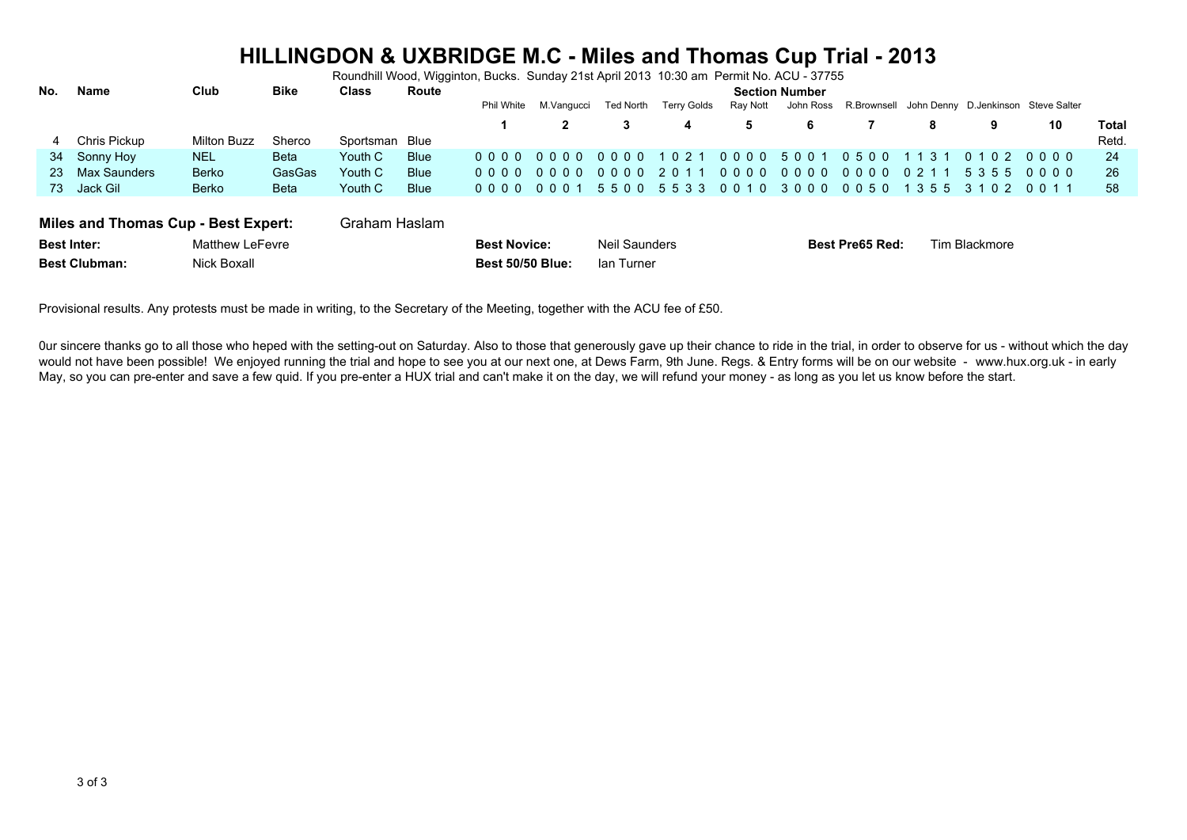# HILLINGDON & UXBRIDGE M.C - Miles and Thomas Cup Trial - 2013

Roundhill Wood, Wigginton, Bucks. Sunday 21st April 2013 10:30 am Permit No. ACU - 37755

| No. | Name | Club | Bike | Class | Route | Section Number | | | | | | | | | | |
|---|---|---|---|---|---|---|---|---|---|---|---|---|---|---|---|---|
| | | | | | | Phil White | M.Vangucci | Ted North | Terry Golds | Ray Nott | John Ross | R.Brownsell | John Denny | D.Jenkinson | Steve Salter | |
| | | | | | | 1 | 2 | 3 | 4 | 5 | 6 | 7 | 8 | 9 | 10 | Total |
| 4 | Chris Pickup | Milton Buzz | Sherco | Sportsman | Blue | | | | | | | | | | | Retd. |
| 34 | Sonny Hoy | NEL | Beta | Youth C | Blue | 0 0 0 0 | 0 0 0 0 | 0 0 0 0 | 1 0 2 1 | 0 0 0 0 | 5 0 0 1 | 0 5 0 0 | 1 1 3 1 | 0 1 0 2 | 0 0 0 0 | 24 |
| 23 | Max Saunders | Berko | GasGas | Youth C | Blue | 0 0 0 0 | 0 0 0 0 | 0 0 0 0 | 2 0 1 1 | 0 0 0 0 | 0 0 0 0 | 0 0 0 0 | 0 2 1 1 | 5 3 5 5 | 0 0 0 0 | 26 |
| 73 | Jack Gil | Berko | Beta | Youth C | Blue | 0 0 0 0 | 0 0 0 1 | 5 5 0 0 | 5 5 3 3 | 0 0 1 0 | 3 0 0 0 | 0 0 5 0 | 1 3 5 5 | 3 1 0 2 | 0 0 1 1 | 58 |

**Miles and Thomas Cup - Best Expert:** Graham Haslam

**Best Inter:** Matthew LeFevre

**Best Clubman:** Nick Boxall

**Best Novice:** Neil Saunders

**Best 50/50 Blue:** Ian Turner

**Best Pre65 Red:** Tim Blackmore

Provisional results. Any protests must be made in writing, to the Secretary of the Meeting, together with the ACU fee of £50.

0ur sincere thanks go to all those who heped with the setting-out on Saturday. Also to those that generously gave up their chance to ride in the trial, in order to observe for us - without which the day would not have been possible! We enjoyed running the trial and hope to see you at our next one, at Dews Farm, 9th June. Regs. & Entry forms will be on our website - www.hux.org.uk - in early May, so you can pre-enter and save a few quid. If you pre-enter a HUX trial and can't make it on the day, we will refund your money - as long as you let us know before the start.